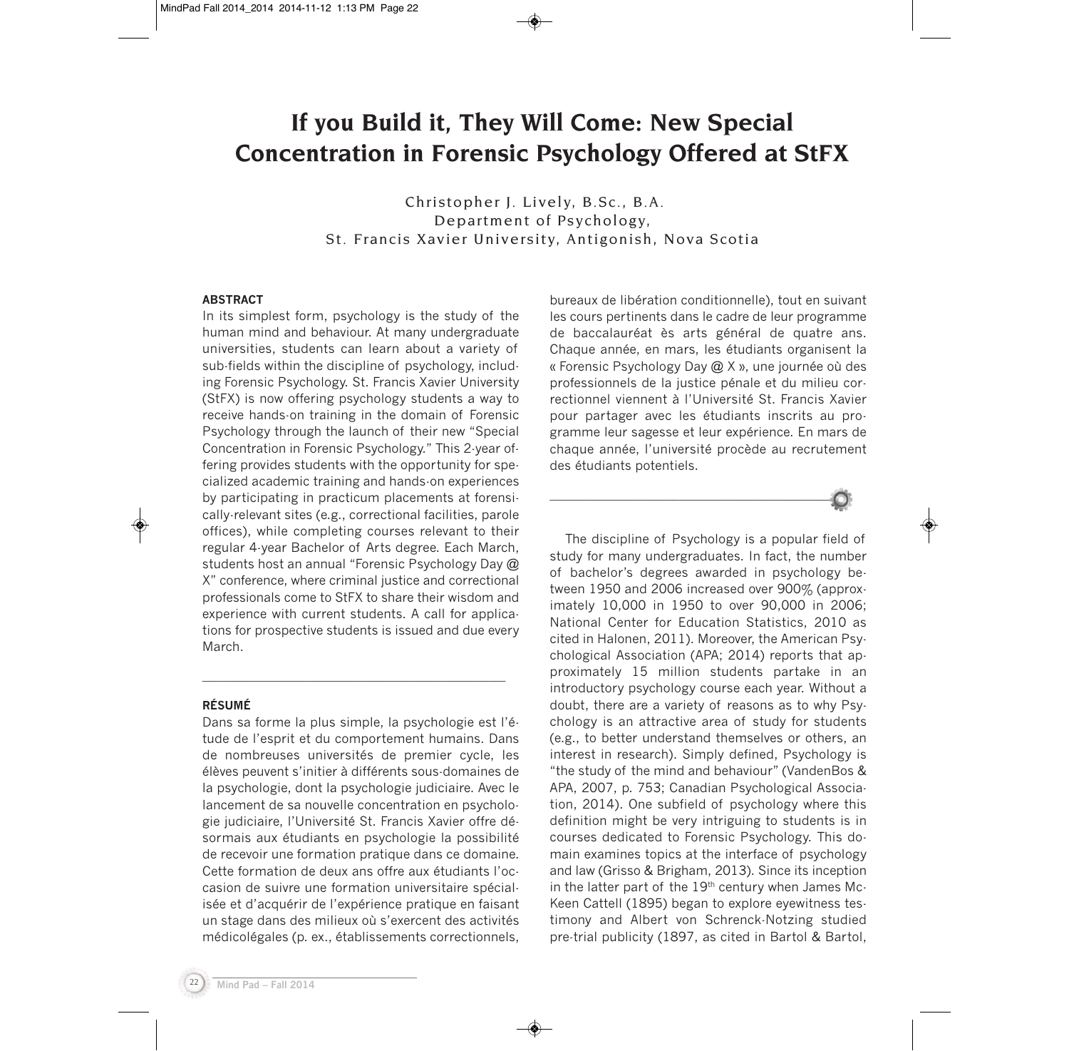# If you Build it, They Will Come: New Special Concentration in Forensic Psychology Offered at StFX

Christopher J. Lively, B.Sc., B.A.
Department of Psychology,
St. Francis Xavier University, Antigonish, Nova Scotia

## ABSTRACT

In its simplest form, psychology is the study of the human mind and behaviour. At many undergraduate universities, students can learn about a variety of sub-fields within the discipline of psychology, including Forensic Psychology. St. Francis Xavier University (StFX) is now offering psychology students a way to receive hands-on training in the domain of Forensic Psychology through the launch of their new "Special Concentration in Forensic Psychology." This 2-year offering provides students with the opportunity for specialized academic training and hands-on experiences by participating in practicum placements at forensically-relevant sites (e.g., correctional facilities, parole offices), while completing courses relevant to their regular 4-year Bachelor of Arts degree. Each March, students host an annual "Forensic Psychology Day @ X" conference, where criminal justice and correctional professionals come to StFX to share their wisdom and experience with current students. A call for applications for prospective students is issued and due every March.

## RÉSUMÉ

Dans sa forme la plus simple, la psychologie est l'étude de l'esprit et du comportement humains. Dans de nombreuses universités de premier cycle, les élèves peuvent s'initier à différents sous-domaines de la psychologie, dont la psychologie judiciaire. Avec le lancement de sa nouvelle concentration en psychologie judiciaire, l'Université St. Francis Xavier offre désormais aux étudiants en psychologie la possibilité de recevoir une formation pratique dans ce domaine. Cette formation de deux ans offre aux étudiants l'occasion de suivre une formation universitaire spécialisée et d'acquérir de l'expérience pratique en faisant un stage dans des milieux où s'exercent des activités médicolégales (p. ex., établissements correctionnels, bureaux de libération conditionnelle), tout en suivant les cours pertinents dans le cadre de leur programme de baccalauréat ès arts général de quatre ans. Chaque année, en mars, les étudiants organisent la « Forensic Psychology Day @ X », une journée où des professionnels de la justice pénale et du milieu correctionnel viennent à l'Université St. Francis Xavier pour partager avec les étudiants inscrits au programme leur sagesse et leur expérience. En mars de chaque année, l'université procède au recrutement des étudiants potentiels.

---

The discipline of Psychology is a popular field of study for many undergraduates. In fact, the number of bachelor's degrees awarded in psychology between 1950 and 2006 increased over 900% (approximately 10,000 in 1950 to over 90,000 in 2006; National Center for Education Statistics, 2010 as cited in Halonen, 2011). Moreover, the American Psychological Association (APA; 2014) reports that approximately 15 million students partake in an introductory psychology course each year. Without a doubt, there are a variety of reasons as to why Psychology is an attractive area of study for students (e.g., to better understand themselves or others, an interest in research). Simply defined, Psychology is "the study of the mind and behaviour" (VandenBos & APA, 2007, p. 753; Canadian Psychological Association, 2014). One subfield of psychology where this definition might be very intriguing to students is in courses dedicated to Forensic Psychology. This domain examines topics at the interface of psychology and law (Grisso & Brigham, 2013). Since its inception in the latter part of the 19th century when James McKeen Cattell (1895) began to explore eyewitness testimony and Albert von Schrenck-Notzing studied pre-trial publicity (1897, as cited in Bartol & Bartol,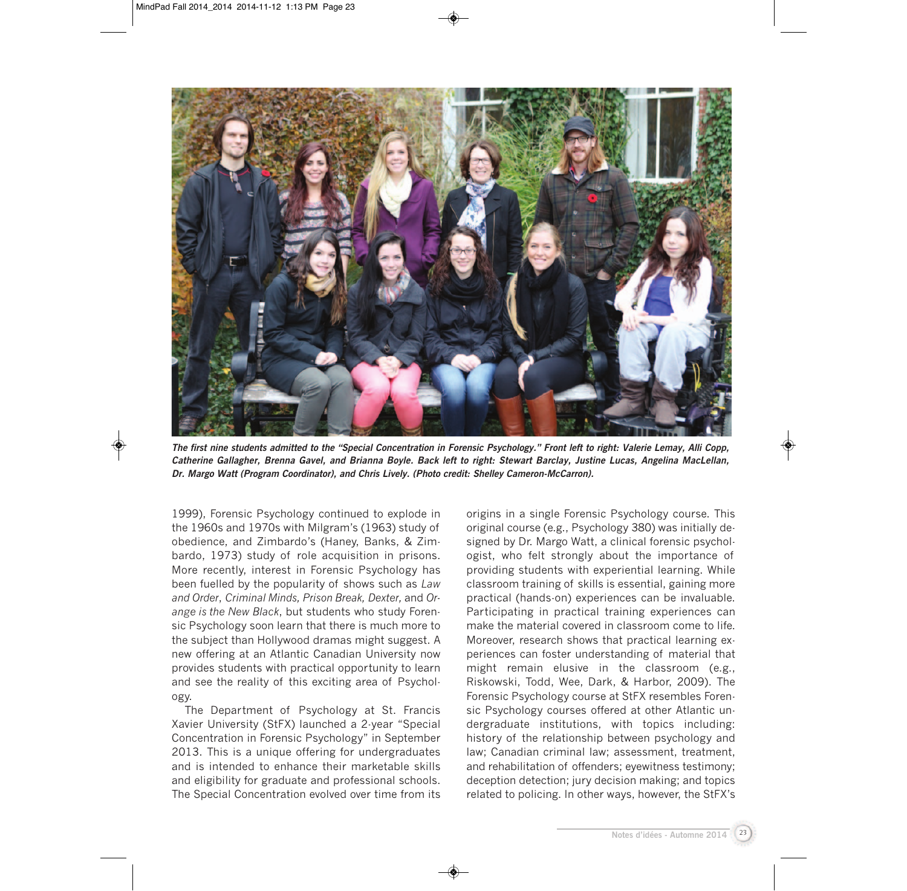*The first nine students admitted to the "Special Concentration in Forensic Psychology." Front left to right: Valerie Lemay, Alli Copp, Catherine Gallagher, Brenna Gavel, and Brianna Boyle. Back left to right: Stewart Barclay, Justine Lucas, Angelina MacLellan, Dr. Margo Watt (Program Coordinator), and Chris Lively. (Photo credit: Shelley Cameron-McCarron).*

1999), Forensic Psychology continued to explode in the 1960s and 1970s with Milgram's (1963) study of obedience, and Zimbardo's (Haney, Banks, & Zimbardo, 1973) study of role acquisition in prisons. More recently, interest in Forensic Psychology has been fuelled by the popularity of shows such as *Law and Order*, *Criminal Minds, Prison Break, Dexter,* and *Orange is the New Black*, but students who study Forensic Psychology soon learn that there is much more to the subject than Hollywood dramas might suggest. A new offering at an Atlantic Canadian University now provides students with practical opportunity to learn and see the reality of this exciting area of Psychology.

The Department of Psychology at St. Francis Xavier University (StFX) launched a 2-year "Special Concentration in Forensic Psychology" in September 2013. This is a unique offering for undergraduates and is intended to enhance their marketable skills and eligibility for graduate and professional schools. The Special Concentration evolved over time from its origins in a single Forensic Psychology course. This original course (e.g., Psychology 380) was initially designed by Dr. Margo Watt, a clinical forensic psychologist, who felt strongly about the importance of providing students with experiential learning. While classroom training of skills is essential, gaining more practical (hands-on) experiences can be invaluable. Participating in practical training experiences can make the material covered in classroom come to life. Moreover, research shows that practical learning experiences can foster understanding of material that might remain elusive in the classroom (e.g., Riskowski, Todd, Wee, Dark, & Harbor, 2009). The Forensic Psychology course at StFX resembles Forensic Psychology courses offered at other Atlantic undergraduate institutions, with topics including: history of the relationship between psychology and law; Canadian criminal law; assessment, treatment, and rehabilitation of offenders; eyewitness testimony; deception detection; jury decision making; and topics related to policing. In other ways, however, the StFX's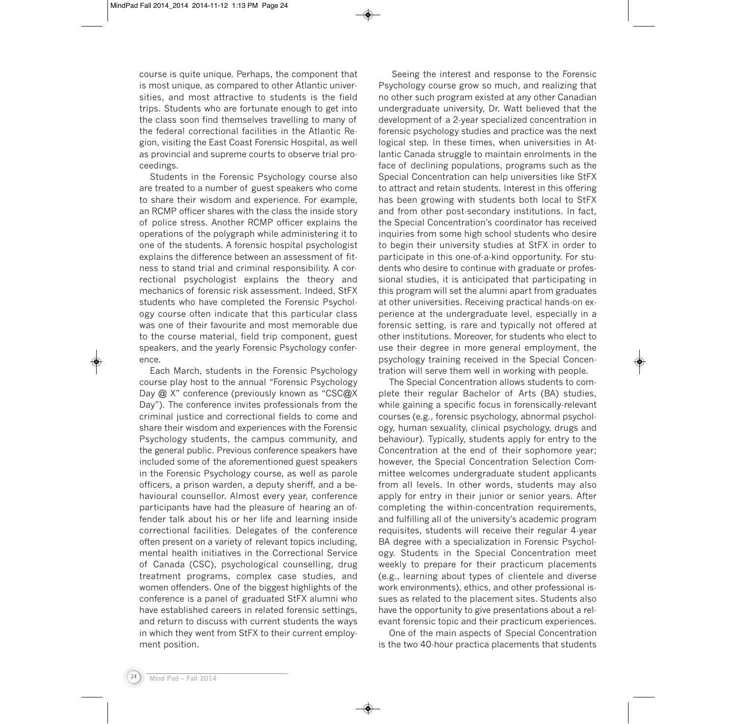course is quite unique. Perhaps, the component that is most unique, as compared to other Atlantic universities, and most attractive to students is the field trips. Students who are fortunate enough to get into the class soon find themselves travelling to many of the federal correctional facilities in the Atlantic Region, visiting the East Coast Forensic Hospital, as well as provincial and supreme courts to observe trial proceedings.

Students in the Forensic Psychology course also are treated to a number of guest speakers who come to share their wisdom and experience. For example, an RCMP officer shares with the class the inside story of police stress. Another RCMP officer explains the operations of the polygraph while administering it to one of the students. A forensic hospital psychologist explains the difference between an assessment of fitness to stand trial and criminal responsibility. A correctional psychologist explains the theory and mechanics of forensic risk assessment. Indeed, StFX students who have completed the Forensic Psychology course often indicate that this particular class was one of their favourite and most memorable due to the course material, field trip component, guest speakers, and the yearly Forensic Psychology conference.

Each March, students in the Forensic Psychology course play host to the annual "Forensic Psychology Day @ X" conference (previously known as "CSC@X Day"). The conference invites professionals from the criminal justice and correctional fields to come and share their wisdom and experiences with the Forensic Psychology students, the campus community, and the general public. Previous conference speakers have included some of the aforementioned guest speakers in the Forensic Psychology course, as well as parole officers, a prison warden, a deputy sheriff, and a behavioural counsellor. Almost every year, conference participants have had the pleasure of hearing an offender talk about his or her life and learning inside correctional facilities. Delegates of the conference often present on a variety of relevant topics including, mental health initiatives in the Correctional Service of Canada (CSC), psychological counselling, drug treatment programs, complex case studies, and women offenders. One of the biggest highlights of the conference is a panel of graduated StFX alumni who have established careers in related forensic settings, and return to discuss with current students the ways in which they went from StFX to their current employment position.

Seeing the interest and response to the Forensic Psychology course grow so much, and realizing that no other such program existed at any other Canadian undergraduate university, Dr. Watt believed that the development of a 2-year specialized concentration in forensic psychology studies and practice was the next logical step. In these times, when universities in Atlantic Canada struggle to maintain enrolments in the face of declining populations, programs such as the Special Concentration can help universities like StFX to attract and retain students. Interest in this offering has been growing with students both local to StFX and from other post-secondary institutions. In fact, the Special Concentration's coordinator has received inquiries from some high school students who desire to begin their university studies at StFX in order to participate in this one-of-a-kind opportunity. For students who desire to continue with graduate or professional studies, it is anticipated that participating in this program will set the alumni apart from graduates at other universities. Receiving practical hands-on experience at the undergraduate level, especially in a forensic setting, is rare and typically not offered at other institutions. Moreover, for students who elect to use their degree in more general employment, the psychology training received in the Special Concentration will serve them well in working with people.

The Special Concentration allows students to complete their regular Bachelor of Arts (BA) studies, while gaining a specific focus in forensically-relevant courses (e.g., forensic psychology, abnormal psychology, human sexuality, clinical psychology, drugs and behaviour). Typically, students apply for entry to the Concentration at the end of their sophomore year; however, the Special Concentration Selection Committee welcomes undergraduate student applicants from all levels. In other words, students may also apply for entry in their junior or senior years. After completing the within-concentration requirements, and fulfilling all of the university's academic program requisites, students will receive their regular 4-year BA degree with a specialization in Forensic Psychology. Students in the Special Concentration meet weekly to prepare for their practicum placements (e.g., learning about types of clientele and diverse work environments), ethics, and other professional issues as related to the placement sites. Students also have the opportunity to give presentations about a relevant forensic topic and their practicum experiences.

One of the main aspects of Special Concentration is the two 40-hour practica placements that students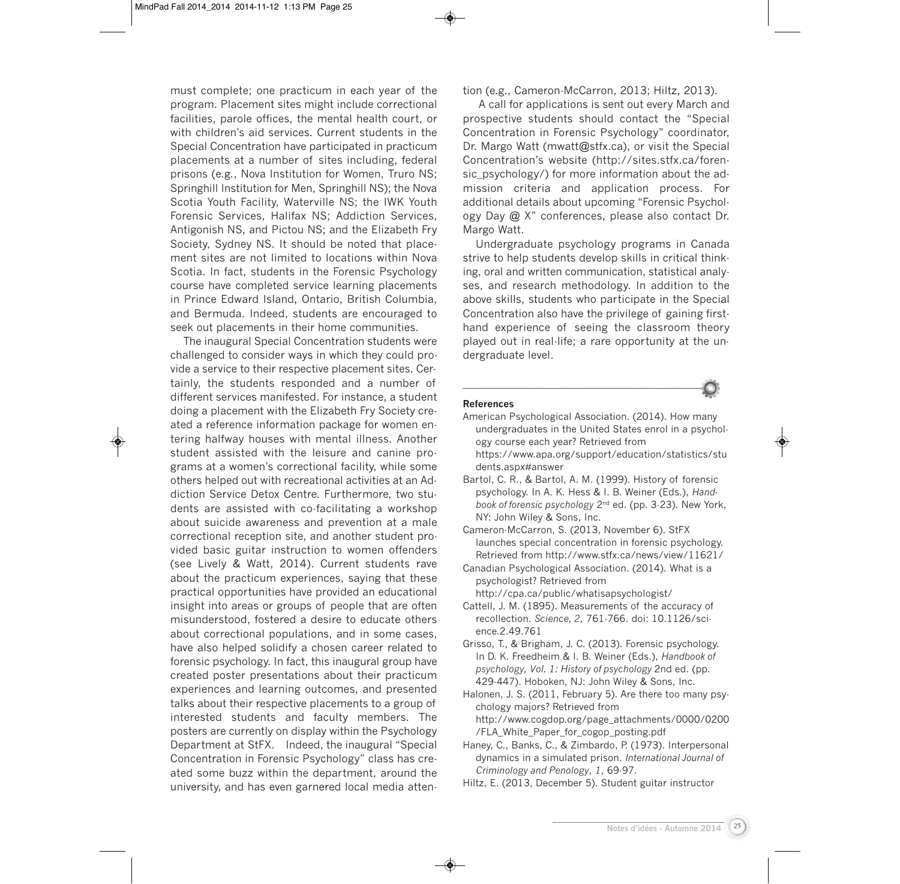must complete; one practicum in each year of the program. Placement sites might include correctional facilities, parole offices, the mental health court, or with children's aid services. Current students in the Special Concentration have participated in practicum placements at a number of sites including, federal prisons (e.g., Nova Institution for Women, Truro NS; Springhill Institution for Men, Springhill NS); the Nova Scotia Youth Facility, Waterville NS; the IWK Youth Forensic Services, Halifax NS; Addiction Services, Antigonish NS, and Pictou NS; and the Elizabeth Fry Society, Sydney NS. It should be noted that placement sites are not limited to locations within Nova Scotia. In fact, students in the Forensic Psychology course have completed service learning placements in Prince Edward Island, Ontario, British Columbia, and Bermuda. Indeed, students are encouraged to seek out placements in their home communities.

The inaugural Special Concentration students were challenged to consider ways in which they could provide a service to their respective placement sites. Certainly, the students responded and a number of different services manifested. For instance, a student doing a placement with the Elizabeth Fry Society created a reference information package for women entering halfway houses with mental illness. Another student assisted with the leisure and canine programs at a women's correctional facility, while some others helped out with recreational activities at an Addiction Service Detox Centre. Furthermore, two students are assisted with co-facilitating a workshop about suicide awareness and prevention at a male correctional reception site, and another student provided basic guitar instruction to women offenders (see Lively & Watt, 2014). Current students rave about the practicum experiences, saying that these practical opportunities have provided an educational insight into areas or groups of people that are often misunderstood, fostered a desire to educate others about correctional populations, and in some cases, have also helped solidify a chosen career related to forensic psychology. In fact, this inaugural group have created poster presentations about their practicum experiences and learning outcomes, and presented talks about their respective placements to a group of interested students and faculty members. The posters are currently on display within the Psychology Department at StFX. Indeed, the inaugural "Special Concentration in Forensic Psychology" class has created some buzz within the department, around the university, and has even garnered local media attention (e.g., Cameron-McCarron, 2013; Hiltz, 2013).

A call for applications is sent out every March and prospective students should contact the "Special Concentration in Forensic Psychology" coordinator, Dr. Margo Watt (mwatt@stfx.ca), or visit the Special Concentration's website (http://sites.stfx.ca/forensic_psychology/) for more information about the admission criteria and application process. For additional details about upcoming "Forensic Psychology Day @ X" conferences, please also contact Dr. Margo Watt.

Undergraduate psychology programs in Canada strive to help students develop skills in critical thinking, oral and written communication, statistical analyses, and research methodology. In addition to the above skills, students who participate in the Special Concentration also have the privilege of gaining first-hand experience of seeing the classroom theory played out in real-life; a rare opportunity at the undergraduate level.

**References**

American Psychological Association. (2014). How many undergraduates in the United States enrol in a psychology course each year? Retrieved from https://www.apa.org/support/education/statistics/students.aspx#answer

Bartol, C. R., & Bartol, A. M. (1999). History of forensic psychology. In A. K. Hess & I. B. Weiner (Eds.), *Handbook of forensic psychology* 2nd ed. (pp. 3-23). New York, NY: John Wiley & Sons, Inc.

Cameron-McCarron, S. (2013, November 6). StFX launches special concentration in forensic psychology. Retrieved from http://www.stfx.ca/news/view/11621/

Canadian Psychological Association. (2014). What is a psychologist? Retrieved from http://cpa.ca/public/whatisapsychologist/

Cattell, J. M. (1895). Measurements of the accuracy of recollection. *Science, 2,* 761-766. doi: 10.1126/science.2.49.761

Grisso, T., & Brigham, J. C. (2013). Forensic psychology. In D. K. Freedheim & I. B. Weiner (Eds.), *Handbook of psychology, Vol. 1: History of psychology* 2nd ed. (pp. 429-447). Hoboken, NJ: John Wiley & Sons, Inc.

Halonen, J. S. (2011, February 5). Are there too many psychology majors? Retrieved from http://www.cogdop.org/page_attachments/0000/0200/FLA_White_Paper_for_cogop_posting.pdf

Haney, C., Banks, C., & Zimbardo, P. (1973). Interpersonal dynamics in a simulated prison. *International Journal of Criminology and Penology*, *1*, 69-97.

Hiltz, E. (2013, December 5). Student guitar instructor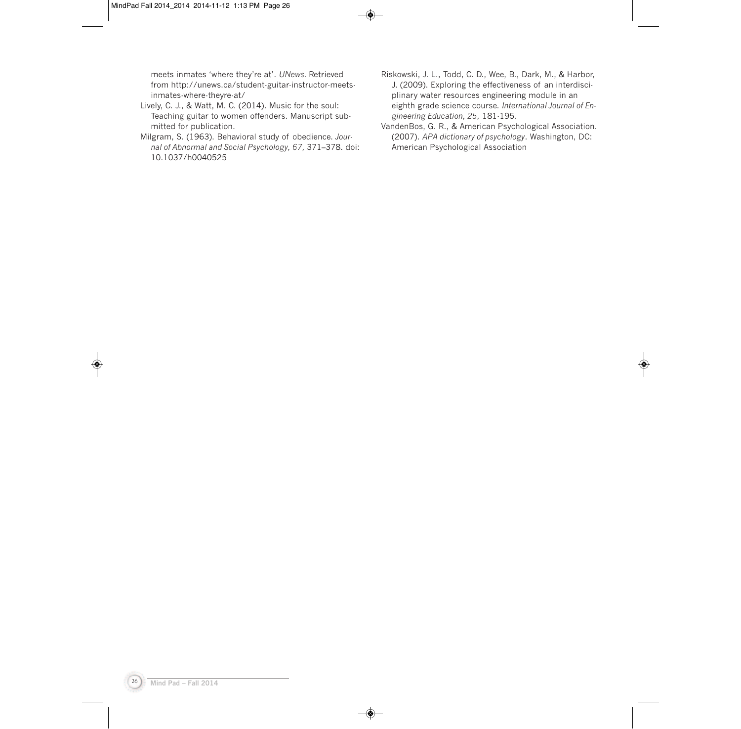meets inmates 'where they're at'. *UNews*. Retrieved from http://unews.ca/student-guitar-instructor-meets-inmates-where-theyre-at/

Lively, C. J., & Watt, M. C. (2014). Music for the soul: Teaching guitar to women offenders. Manuscript submitted for publication.

Milgram, S. (1963). Behavioral study of obedience. *Journal of Abnormal and Social Psychology, 67*, 371–378. doi: 10.1037/h0040525

Riskowski, J. L., Todd, C. D., Wee, B., Dark, M., & Harbor, J. (2009). Exploring the effectiveness of an interdisciplinary water resources engineering module in an eighth grade science course. *International Journal of Engineering Education, 25*, 181-195.

VandenBos, G. R., & American Psychological Association. (2007). *APA dictionary of psychology*. Washington, DC: American Psychological Association